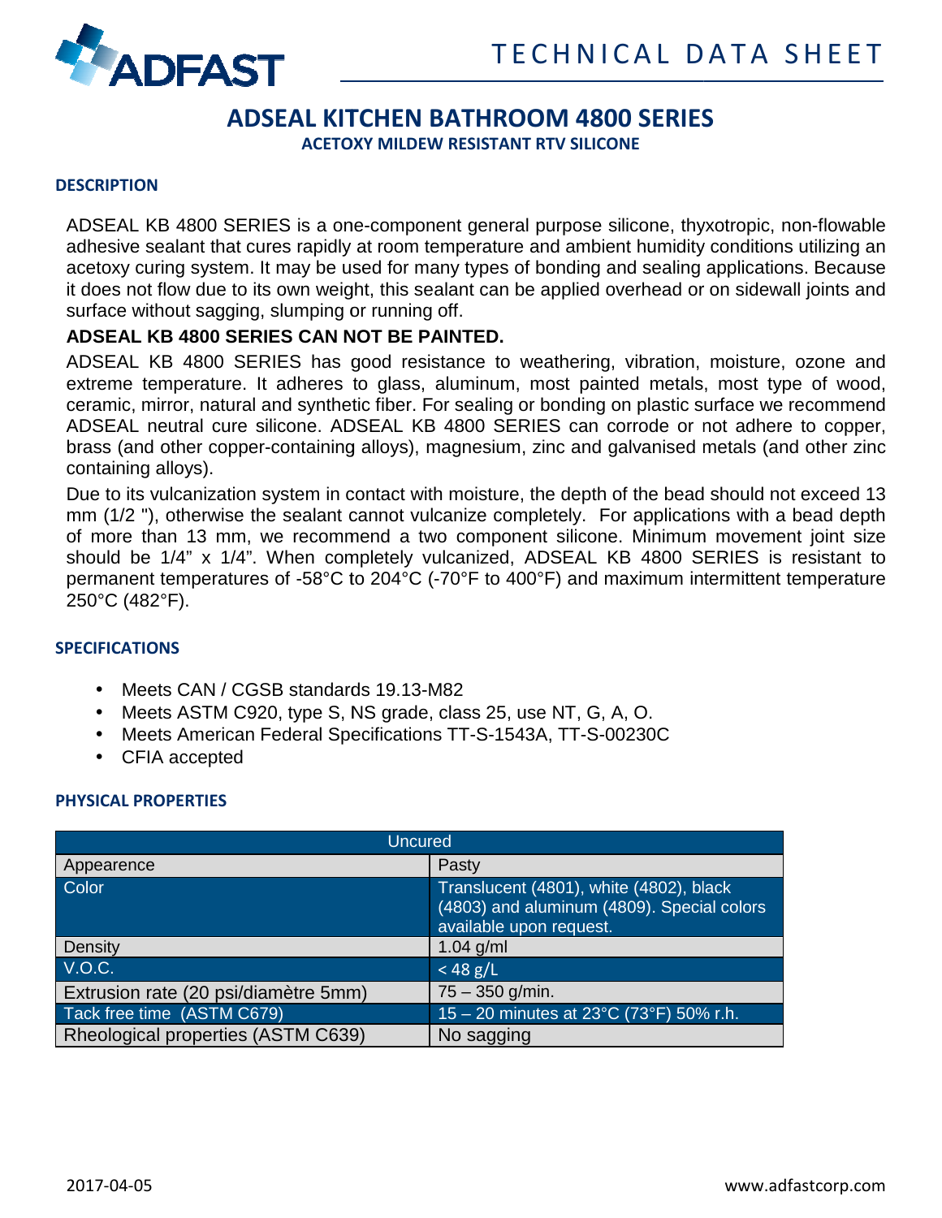# ADSEAL KITCHEN BATHROOM 4800 SERIES

### ACETOXY MILDEW RESISTANT RTV SILICONE

## DESCRIPTION

ADSEAL KB 4800 SERIES is a one-component general purpose silicone, thyxotropic, non-flowable adhesive sealant that cures rapidly at room temperature and ambient humidity conditions utilizing an acetoxy curing system. It may be used for many types of bonding and sealing applications. Because it does not flow due to its own weight, this sealant can be applied overhead or on sidewall joints and surface without sagging, slumping or running off.

**ADSEAL KB 4800 SERIES CAN NOT BE PAINTED.**

ADSEAL KB 4800 SERIES has good resistance to weathering, vibration, moisture, ozone and extreme temperature. It adheres to glass, aluminum, most painted metals, most type of wood, ceramic, mirror, natural and synthetic fiber. For sealing or bonding on plastic surface we recommend ADSEAL neutral cure silicone. ADSEAL KB 4800 SERIES can corrode or not adhere to copper, brass (and other copper-containing alloys), magnesium, zinc and galvanised metals (and other zinc containing alloys).

Due to its vulcanization system in contact with moisture, the depth of the bead should not exceed 13 mm (1/2 "), otherwise the sealant cannot vulcanize completely. For applications with a bead depth of more than 13 mm, we recommend a two component silicone. Minimum movement joint size should be 1/4" x 1/4". When completely vulcanized, ADSEAL KB 4800 SERIES is resistant to permanent temperatures of -58°C to 204°C (-70°F to 400°F) and maximum intermittent temperature 250°C (482°F).

## SPECIFICATIONS

- Meets CAN / CGSB standards 19.13-M82
- Meets ASTM C920, type S, NS grade, class 25, use NT, G, A, O.
- Meets American Federal Specifications TT-S-1543A, TT-S-00230C
- CFIA accepted

## PHYSICAL PROPERTIES

| Uncured | |
|---|---|
| Appearence | Pasty |
| Color | Translucent (4801), white (4802), black (4803) and aluminum (4809). Special colors available upon request. |
| Density | 1.04 g/ml |
| V.O.C. | < 48 g/L |
| Extrusion rate (20 psi/diamètre 5mm) | 75 – 350 g/min. |
| Tack free time (ASTM C679) | 15 – 20 minutes at 23°C (73°F) 50% r.h. |
| Rheological properties (ASTM C639) | No sagging |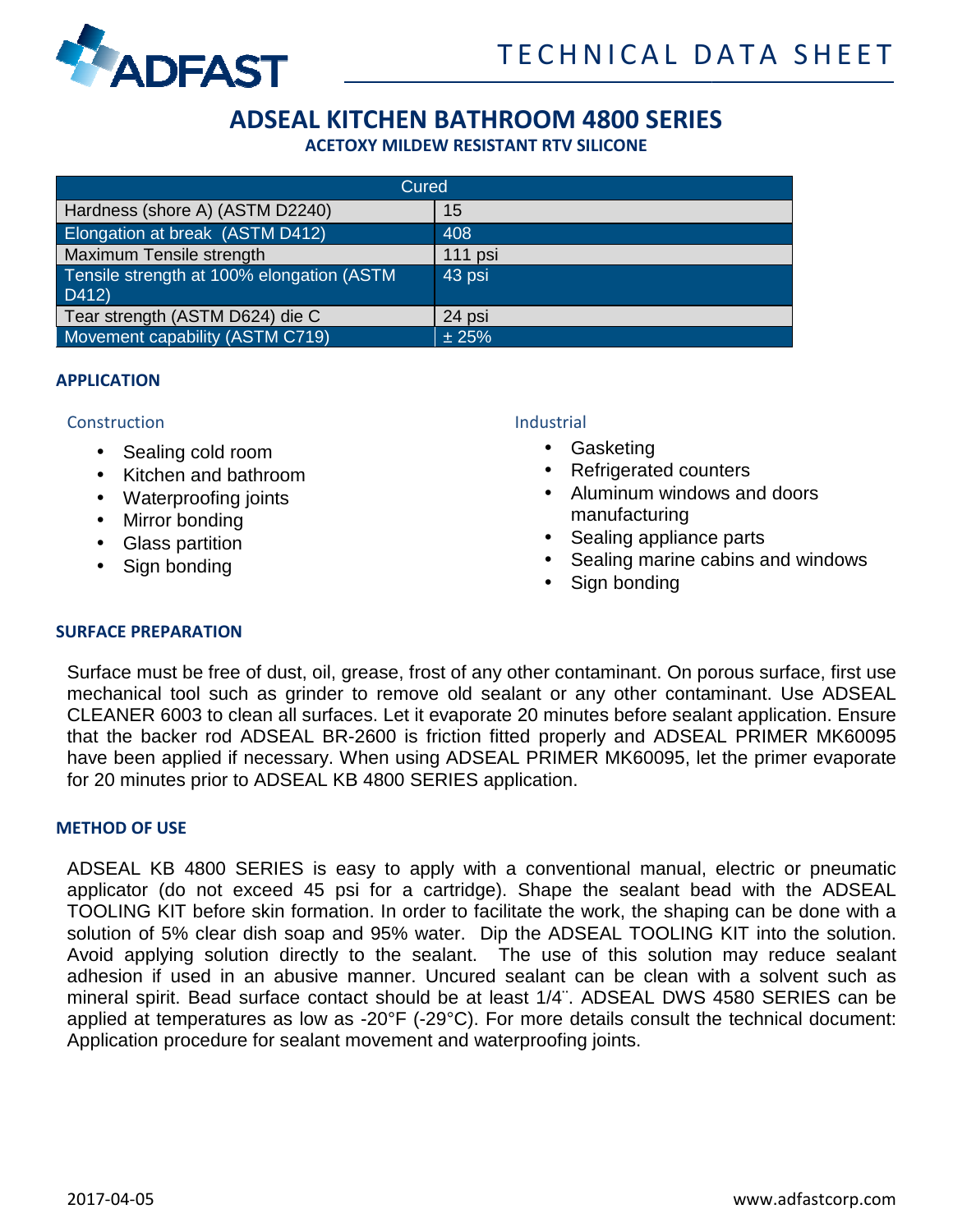# ADSEAL KITCHEN BATHROOM 4800 SERIES

**ACETOXY MILDEW RESISTANT RTV SILICONE**

| Cured | |
|---|---|
| Hardness (shore A) (ASTM D2240) | 15 |
| Elongation at break (ASTM D412) | 408 |
| Maximum Tensile strength | 111 psi |
| Tensile strength at 100% elongation (ASTM D412) | 43 psi |
| Tear strength (ASTM D624) die C | 24 psi |
| Movement capability (ASTM C719) | ± 25% |

## APPLICATION

### Construction

- Sealing cold room
- Kitchen and bathroom
- Waterproofing joints
- Mirror bonding
- Glass partition
- Sign bonding

### Industrial

- Gasketing
- Refrigerated counters
- Aluminum windows and doors manufacturing
- Sealing appliance parts
- Sealing marine cabins and windows
- Sign bonding

## SURFACE PREPARATION

Surface must be free of dust, oil, grease, frost of any other contaminant. On porous surface, first use mechanical tool such as grinder to remove old sealant or any other contaminant. Use ADSEAL CLEANER 6003 to clean all surfaces. Let it evaporate 20 minutes before sealant application. Ensure that the backer rod ADSEAL BR-2600 is friction fitted properly and ADSEAL PRIMER MK60095 have been applied if necessary. When using ADSEAL PRIMER MK60095, let the primer evaporate for 20 minutes prior to ADSEAL KB 4800 SERIES application.

## METHOD OF USE

ADSEAL KB 4800 SERIES is easy to apply with a conventional manual, electric or pneumatic applicator (do not exceed 45 psi for a cartridge). Shape the sealant bead with the ADSEAL TOOLING KIT before skin formation. In order to facilitate the work, the shaping can be done with a solution of 5% clear dish soap and 95% water. Dip the ADSEAL TOOLING KIT into the solution. Avoid applying solution directly to the sealant. The use of this solution may reduce sealant adhesion if used in an abusive manner. Uncured sealant can be clean with a solvent such as mineral spirit. Bead surface contact should be at least 1/4¨. ADSEAL DWS 4580 SERIES can be applied at temperatures as low as -20°F (-29°C). For more details consult the technical document: Application procedure for sealant movement and waterproofing joints.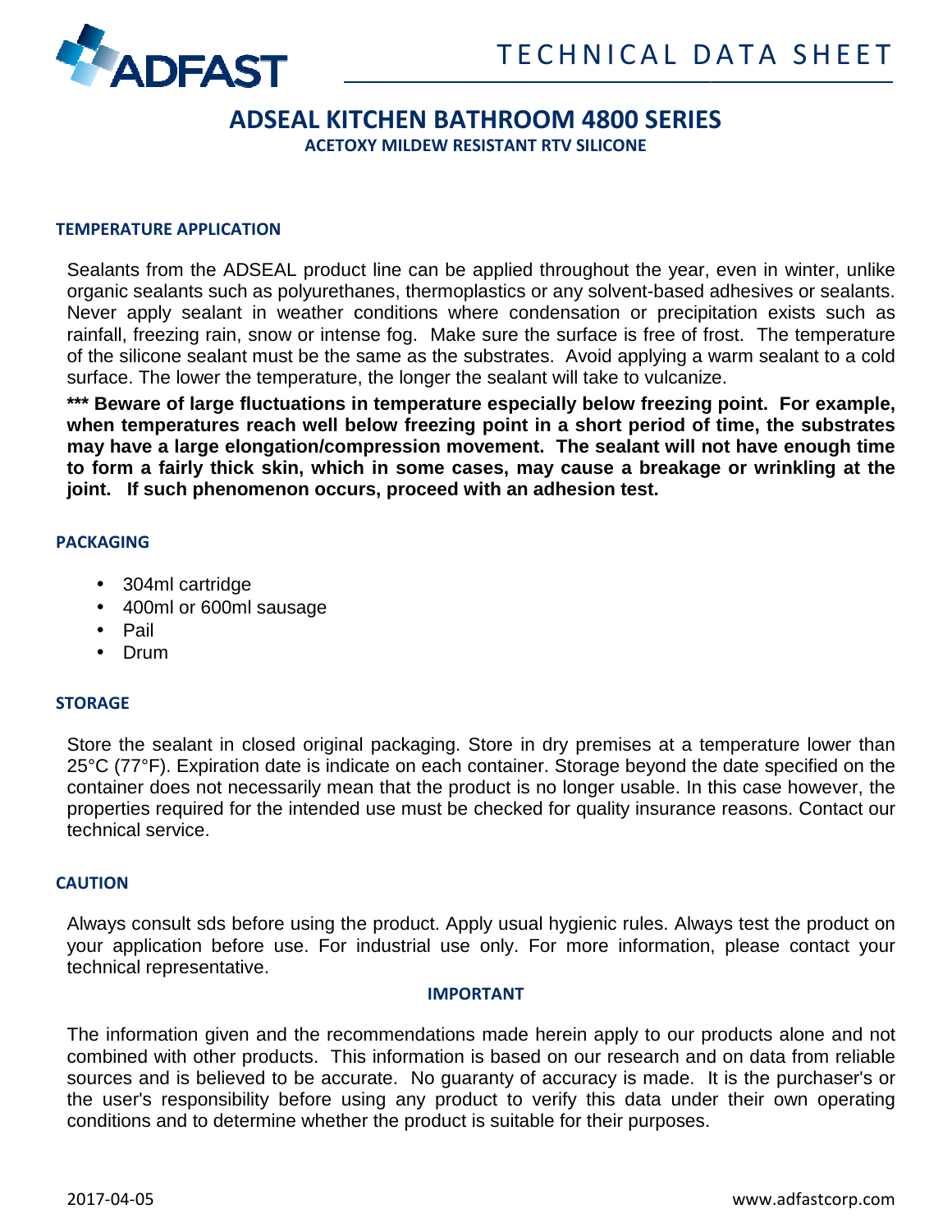# ADSEAL KITCHEN BATHROOM 4800 SERIES

**ACETOXY MILDEW RESISTANT RTV SILICONE**

## TEMPERATURE APPLICATION

Sealants from the ADSEAL product line can be applied throughout the year, even in winter, unlike organic sealants such as polyurethanes, thermoplastics or any solvent-based adhesives or sealants. Never apply sealant in weather conditions where condensation or precipitation exists such as rainfall, freezing rain, snow or intense fog. Make sure the surface is free of frost. The temperature of the silicone sealant must be the same as the substrates. Avoid applying a warm sealant to a cold surface. The lower the temperature, the longer the sealant will take to vulcanize.

**\*\*\* Beware of large fluctuations in temperature especially below freezing point. For example, when temperatures reach well below freezing point in a short period of time, the substrates may have a large elongation/compression movement. The sealant will not have enough time to form a fairly thick skin, which in some cases, may cause a breakage or wrinkling at the joint. If such phenomenon occurs, proceed with an adhesion test.**

## PACKAGING

- 304ml cartridge
- 400ml or 600ml sausage
- Pail
- Drum

## STORAGE

Store the sealant in closed original packaging. Store in dry premises at a temperature lower than 25°C (77°F). Expiration date is indicate on each container. Storage beyond the date specified on the container does not necessarily mean that the product is no longer usable. In this case however, the properties required for the intended use must be checked for quality insurance reasons. Contact our technical service.

## CAUTION

Always consult sds before using the product. Apply usual hygienic rules. Always test the product on your application before use. For industrial use only. For more information, please contact your technical representative.

**IMPORTANT**

The information given and the recommendations made herein apply to our products alone and not combined with other products. This information is based on our research and on data from reliable sources and is believed to be accurate. No guaranty of accuracy is made. It is the purchaser's or the user's responsibility before using any product to verify this data under their own operating conditions and to determine whether the product is suitable for their purposes.